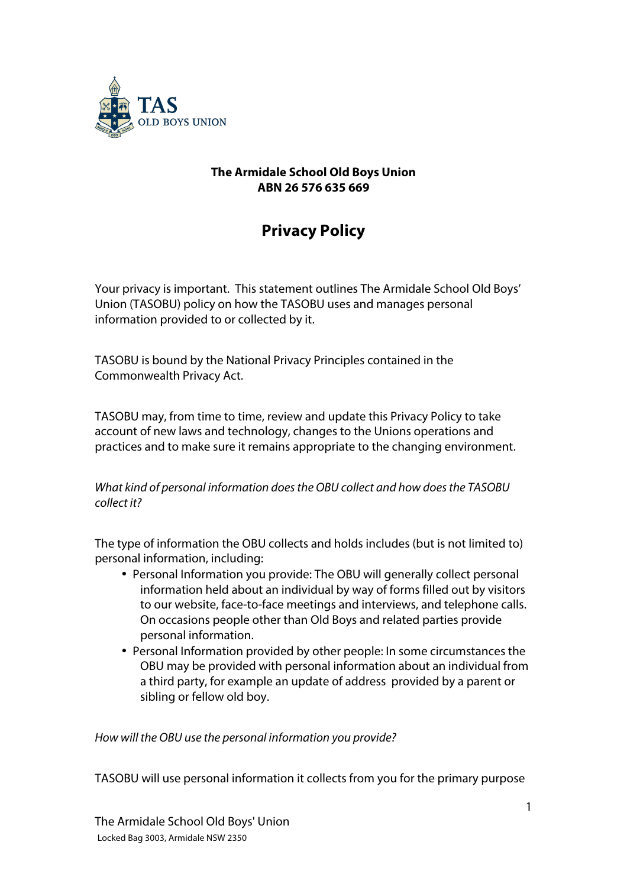TAS
OLD BOYS UNION

**The Armidale School Old Boys Union**
**ABN 26 576 635 669**

# Privacy Policy

Your privacy is important. This statement outlines The Armidale School Old Boys' Union (TASOBU) policy on how the TASOBU uses and manages personal information provided to or collected by it.

TASOBU is bound by the National Privacy Principles contained in the Commonwealth Privacy Act.

TASOBU may, from time to time, review and update this Privacy Policy to take account of new laws and technology, changes to the Unions operations and practices and to make sure it remains appropriate to the changing environment.

*What kind of personal information does the OBU collect and how does the TASOBU collect it?*

The type of information the OBU collects and holds includes (but is not limited to) personal information, including:

- Personal Information you provide: The OBU will generally collect personal information held about an individual by way of forms filled out by visitors to our website, face-to-face meetings and interviews, and telephone calls. On occasions people other than Old Boys and related parties provide personal information.
- Personal Information provided by other people: In some circumstances the OBU may be provided with personal information about an individual from a third party, for example an update of address provided by a parent or sibling or fellow old boy.

*How will the OBU use the personal information you provide?*

TASOBU will use personal information it collects from you for the primary purpose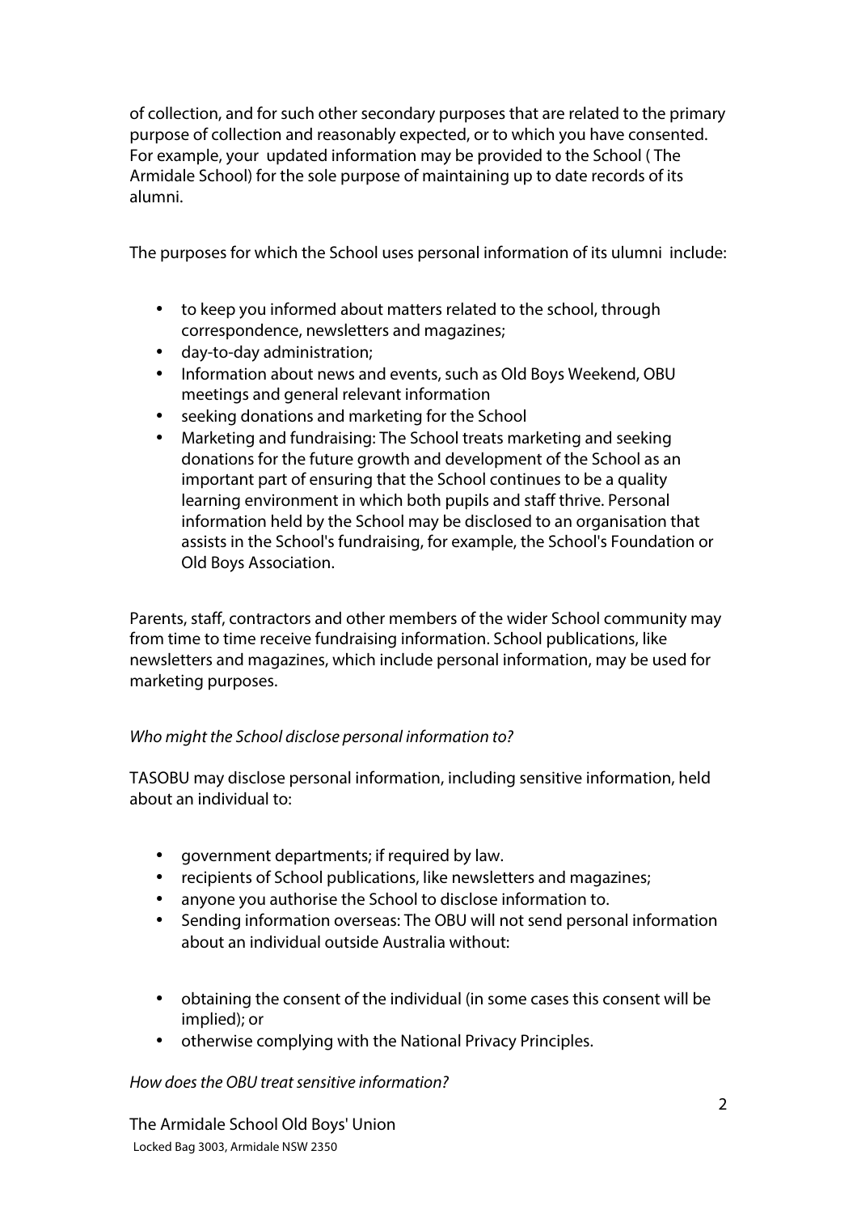of collection, and for such other secondary purposes that are related to the primary purpose of collection and reasonably expected, or to which you have consented. For example, your updated information may be provided to the School ( The Armidale School) for the sole purpose of maintaining up to date records of its alumni.

The purposes for which the School uses personal information of its ulumni include:

- to keep you informed about matters related to the school, through correspondence, newsletters and magazines;
- day-to-day administration;
- Information about news and events, such as Old Boys Weekend, OBU meetings and general relevant information
- seeking donations and marketing for the School
- Marketing and fundraising: The School treats marketing and seeking donations for the future growth and development of the School as an important part of ensuring that the School continues to be a quality learning environment in which both pupils and staff thrive. Personal information held by the School may be disclosed to an organisation that assists in the School's fundraising, for example, the School's Foundation or Old Boys Association.

Parents, staff, contractors and other members of the wider School community may from time to time receive fundraising information. School publications, like newsletters and magazines, which include personal information, may be used for marketing purposes.

*Who might the School disclose personal information to?*

TASOBU may disclose personal information, including sensitive information, held about an individual to:

- government departments; if required by law.
- recipients of School publications, like newsletters and magazines;
- anyone you authorise the School to disclose information to.
- Sending information overseas: The OBU will not send personal information about an individual outside Australia without:

- obtaining the consent of the individual (in some cases this consent will be implied); or
- otherwise complying with the National Privacy Principles.

*How does the OBU treat sensitive information?*

The Armidale School Old Boys' Union
Locked Bag 3003, Armidale NSW 2350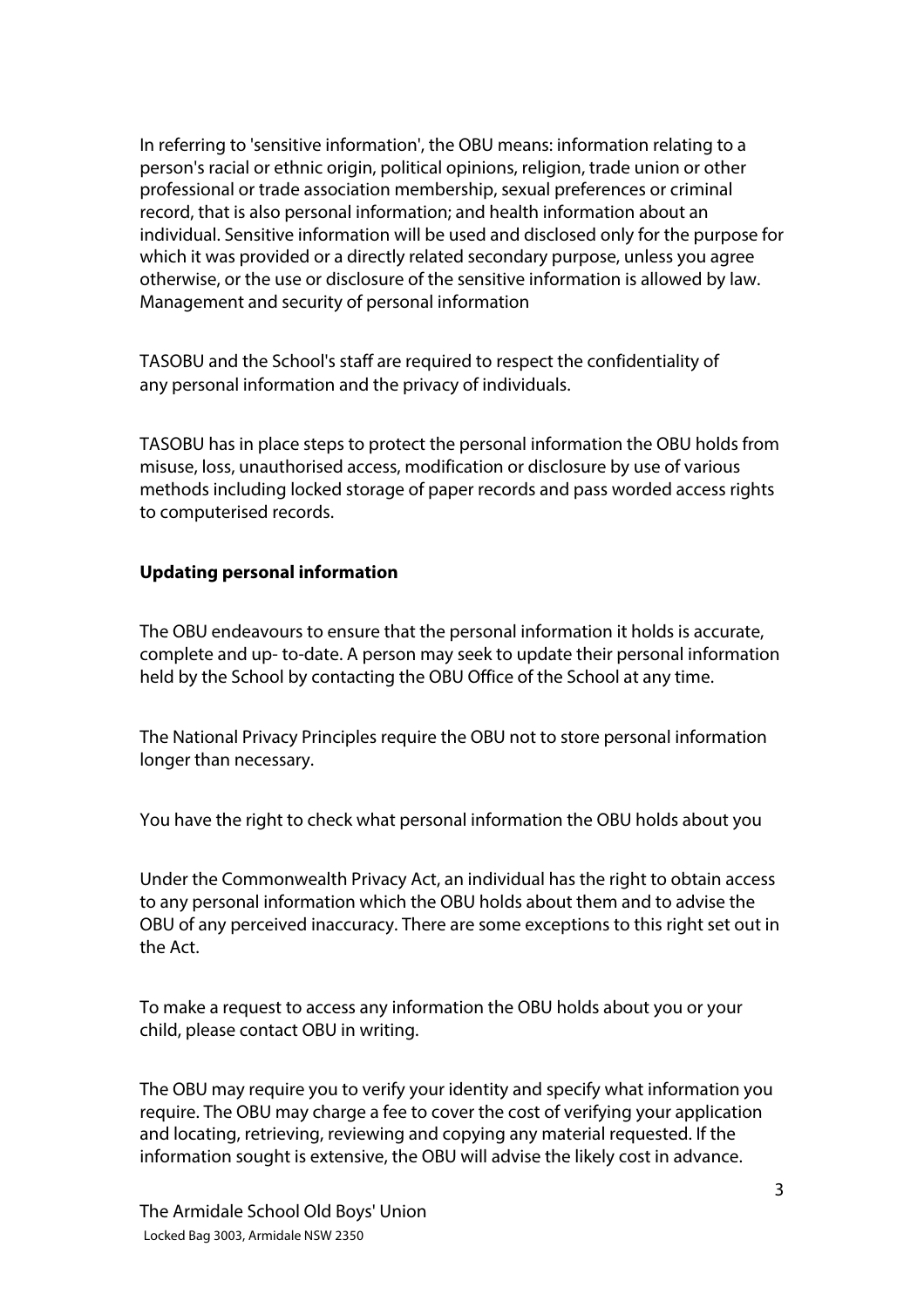In referring to 'sensitive information', the OBU means: information relating to a person's racial or ethnic origin, political opinions, religion, trade union or other professional or trade association membership, sexual preferences or criminal record, that is also personal information; and health information about an individual. Sensitive information will be used and disclosed only for the purpose for which it was provided or a directly related secondary purpose, unless you agree otherwise, or the use or disclosure of the sensitive information is allowed by law. Management and security of personal information

TASOBU and the School's staff are required to respect the confidentiality of any personal information and the privacy of individuals.

TASOBU has in place steps to protect the personal information the OBU holds from misuse, loss, unauthorised access, modification or disclosure by use of various methods including locked storage of paper records and pass worded access rights to computerised records.

**Updating personal information**

The OBU endeavours to ensure that the personal information it holds is accurate, complete and up- to-date. A person may seek to update their personal information held by the School by contacting the OBU Office of the School at any time.

The National Privacy Principles require the OBU not to store personal information longer than necessary.

You have the right to check what personal information the OBU holds about you

Under the Commonwealth Privacy Act, an individual has the right to obtain access to any personal information which the OBU holds about them and to advise the OBU of any perceived inaccuracy. There are some exceptions to this right set out in the Act.

To make a request to access any information the OBU holds about you or your child, please contact OBU in writing.

The OBU may require you to verify your identity and specify what information you require. The OBU may charge a fee to cover the cost of verifying your application and locating, retrieving, reviewing and copying any material requested. If the information sought is extensive, the OBU will advise the likely cost in advance.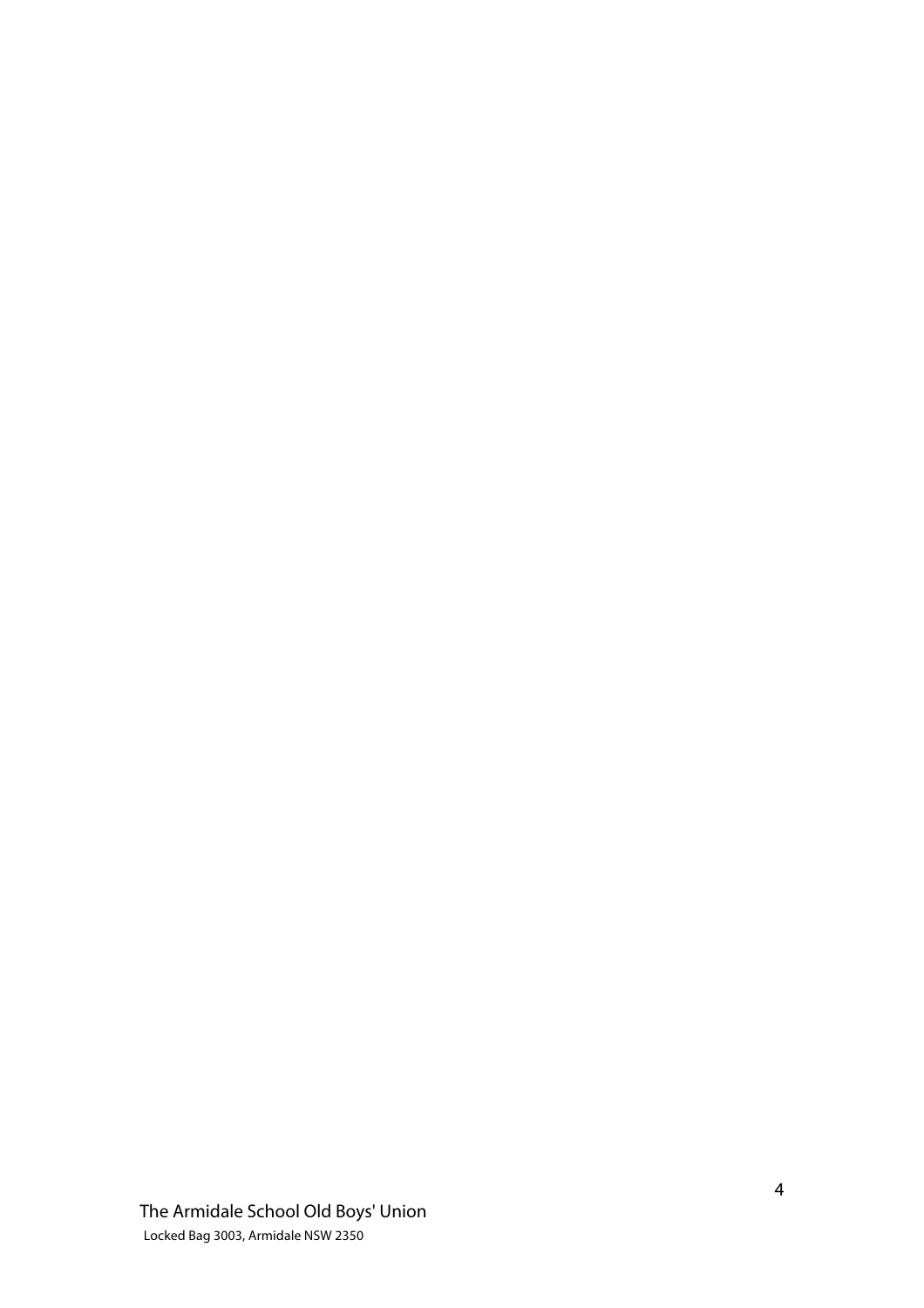The Armidale School Old Boys' Union

Locked Bag 3003, Armidale NSW 2350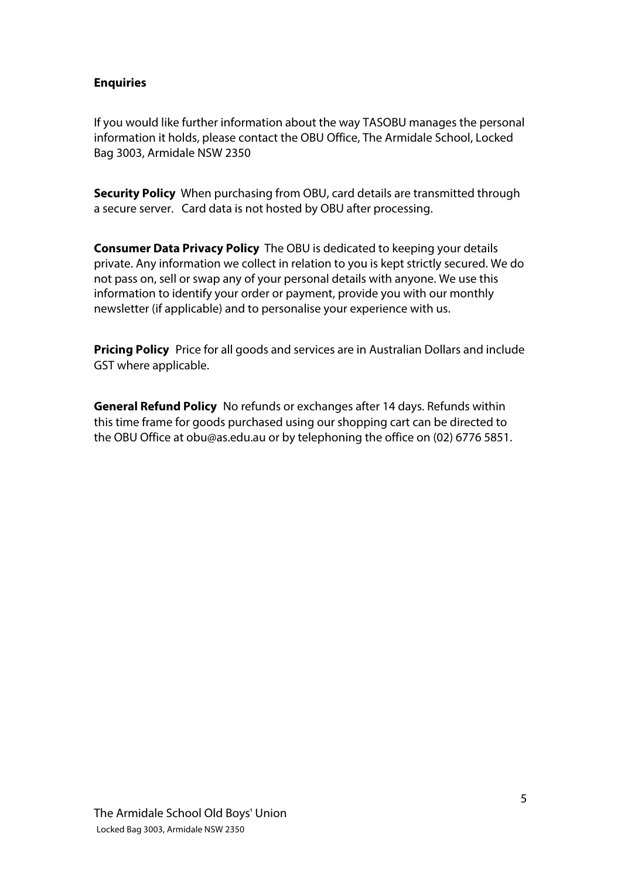**Enquiries**

If you would like further information about the way TASOBU manages the personal information it holds, please contact the OBU Office, The Armidale School, Locked Bag 3003, Armidale NSW 2350

**Security Policy** When purchasing from OBU, card details are transmitted through a secure server. Card data is not hosted by OBU after processing.

**Consumer Data Privacy Policy** The OBU is dedicated to keeping your details private. Any information we collect in relation to you is kept strictly secured. We do not pass on, sell or swap any of your personal details with anyone. We use this information to identify your order or payment, provide you with our monthly newsletter (if applicable) and to personalise your experience with us.

**Pricing Policy** Price for all goods and services are in Australian Dollars and include GST where applicable.

**General Refund Policy** No refunds or exchanges after 14 days. Refunds within this time frame for goods purchased using our shopping cart can be directed to the OBU Office at obu@as.edu.au or by telephoning the office on (02) 6776 5851.